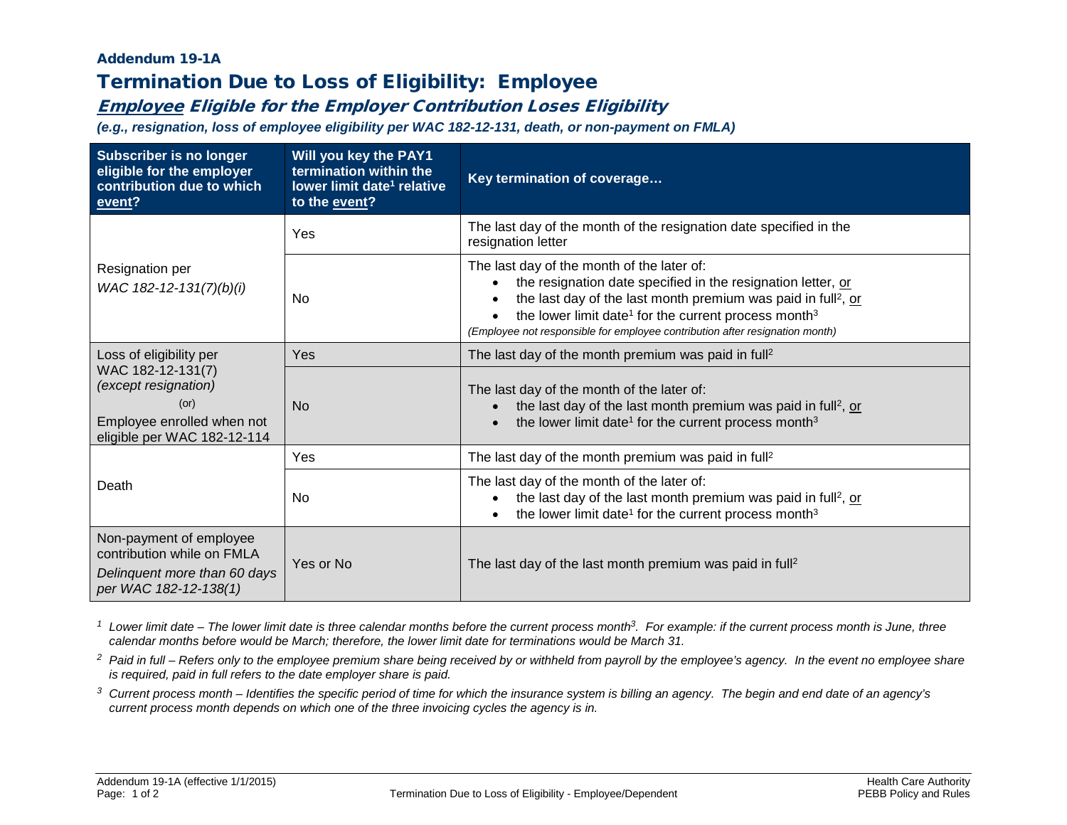### Addendum 19-1A

# Termination Due to Loss of Eligibility: Employee

## *Employee Eligible for the Employer Contribution Loses Eligibility*

***(e.g., resignation, loss of employee eligibility per WAC 182-12-131, death, or non-payment on FMLA)***

| Subscriber is no longer eligible for the employer contribution due to which event? | Will you key the PAY1 termination within the lower limit date[1] relative to the event? | Key termination of coverage… |
|---|---|---|
| Resignation per *WAC 182-12-131(7)(b)(i)* | Yes | The last day of the month of the resignation date specified in the resignation letter |
| | No | The last day of the month of the later of:<br>• the resignation date specified in the resignation letter, or<br>• the last day of the last month premium was paid in full[2], or<br>• the lower limit date[1] for the current process month[3]<br>*(Employee not responsible for employee contribution after resignation month)* |
| Loss of eligibility per WAC 182-12-131(7) *(except resignation)* (or) Employee enrolled when not eligible per WAC 182-12-114 | Yes | The last day of the month premium was paid in full[2] |
| | No | The last day of the month of the later of:<br>• the last day of the last month premium was paid in full[2], or<br>• the lower limit date[1] for the current process month[3] |
| Death | Yes | The last day of the month premium was paid in full[2] |
| | No | The last day of the month of the later of:<br>• the last day of the last month premium was paid in full[2], or<br>• the lower limit date[1] for the current process month[3] |
| Non-payment of employee contribution while on FMLA *Delinquent more than 60 days per WAC 182-12-138(1)* | Yes or No | The last day of the last month premium was paid in full[2] |

[1] *Lower limit date – The lower limit date is three calendar months before the current process month[3]. For example: if the current process month is June, three calendar months before would be March; therefore, the lower limit date for terminations would be March 31.*

[2] *Paid in full – Refers only to the employee premium share being received by or withheld from payroll by the employee's agency. In the event no employee share is required, paid in full refers to the date employer share is paid.*

[3] *Current process month – Identifies the specific period of time for which the insurance system is billing an agency. The begin and end date of an agency's current process month depends on which one of the three invoicing cycles the agency is in.*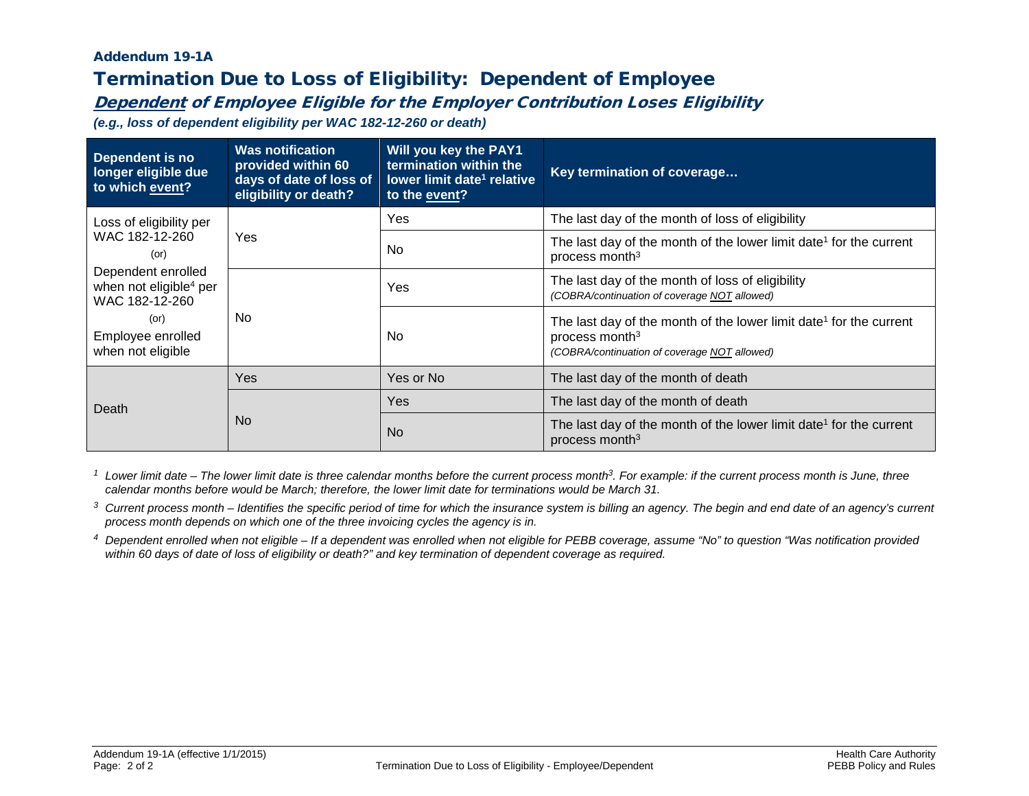**Addendum 19-1A**

# Termination Due to Loss of Eligibility: Dependent of Employee

## *Dependent of Employee Eligible for the Employer Contribution Loses Eligibility*

***(e.g., loss of dependent eligibility per WAC 182-12-260 or death)***

| Dependent is no longer eligible due to which event? | Was notification provided within 60 days of date of loss of eligibility or death? | Will you key the PAY1 termination within the lower limit date[1] relative to the event? | Key termination of coverage… |
|---|---|---|---|
| Loss of eligibility per WAC 182-12-260 (or) Dependent enrolled when not eligible[4] per WAC 182-12-260 (or) Employee enrolled when not eligible | Yes | Yes | The last day of the month of loss of eligibility |
| | | No | The last day of the month of the lower limit date[1] for the current process month[3] |
| | No | Yes | The last day of the month of loss of eligibility *(COBRA/continuation of coverage NOT allowed)* |
| | | No | The last day of the month of the lower limit date[1] for the current process month[3] *(COBRA/continuation of coverage NOT allowed)* |
| Death | Yes | Yes or No | The last day of the month of death |
| | No | Yes | The last day of the month of death |
| | | No | The last day of the month of the lower limit date[1] for the current process month[3] |

[1] *Lower limit date – The lower limit date is three calendar months before the current process month[3]. For example: if the current process month is June, three calendar months before would be March; therefore, the lower limit date for terminations would be March 31.*

[3] *Current process month – Identifies the specific period of time for which the insurance system is billing an agency. The begin and end date of an agency's current process month depends on which one of the three invoicing cycles the agency is in.*

[4] *Dependent enrolled when not eligible – If a dependent was enrolled when not eligible for PEBB coverage, assume "No" to question "Was notification provided within 60 days of date of loss of eligibility or death?" and key termination of dependent coverage as required.*